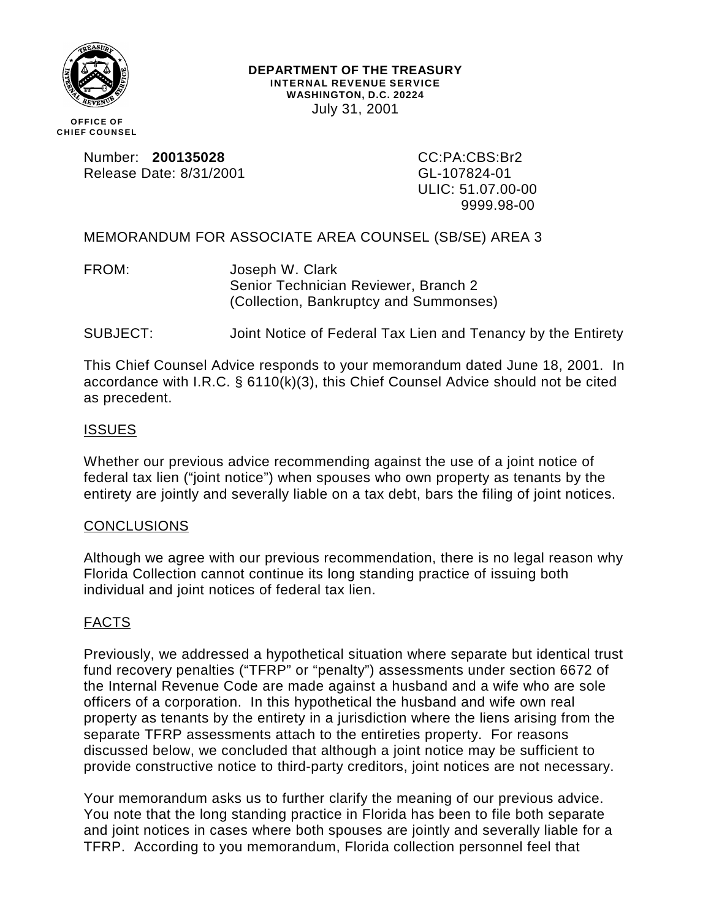**OFFICE OF CHIEF COUNSEL**

**DEPARTMENT OF THE TREASURY**
**INTERNAL REVENUE SERVICE**
**WASHINGTON, D.C. 20224**
July 31, 2001

Number: **200135028**
Release Date: 8/31/2001

CC:PA:CBS:Br2
GL-107824-01
ULIC: 51.07.00-00
9999.98-00

MEMORANDUM FOR ASSOCIATE AREA COUNSEL (SB/SE) AREA 3

FROM: Joseph W. Clark
Senior Technician Reviewer, Branch 2
(Collection, Bankruptcy and Summonses)

SUBJECT: Joint Notice of Federal Tax Lien and Tenancy by the Entirety

This Chief Counsel Advice responds to your memorandum dated June 18, 2001. In accordance with I.R.C. § 6110(k)(3), this Chief Counsel Advice should not be cited as precedent.

## ISSUES

Whether our previous advice recommending against the use of a joint notice of federal tax lien ("joint notice") when spouses who own property as tenants by the entirety are jointly and severally liable on a tax debt, bars the filing of joint notices.

## CONCLUSIONS

Although we agree with our previous recommendation, there is no legal reason why Florida Collection cannot continue its long standing practice of issuing both individual and joint notices of federal tax lien.

## FACTS

Previously, we addressed a hypothetical situation where separate but identical trust fund recovery penalties ("TFRP" or "penalty") assessments under section 6672 of the Internal Revenue Code are made against a husband and a wife who are sole officers of a corporation. In this hypothetical the husband and wife own real property as tenants by the entirety in a jurisdiction where the liens arising from the separate TFRP assessments attach to the entireties property. For reasons discussed below, we concluded that although a joint notice may be sufficient to provide constructive notice to third-party creditors, joint notices are not necessary.

Your memorandum asks us to further clarify the meaning of our previous advice. You note that the long standing practice in Florida has been to file both separate and joint notices in cases where both spouses are jointly and severally liable for a TFRP. According to you memorandum, Florida collection personnel feel that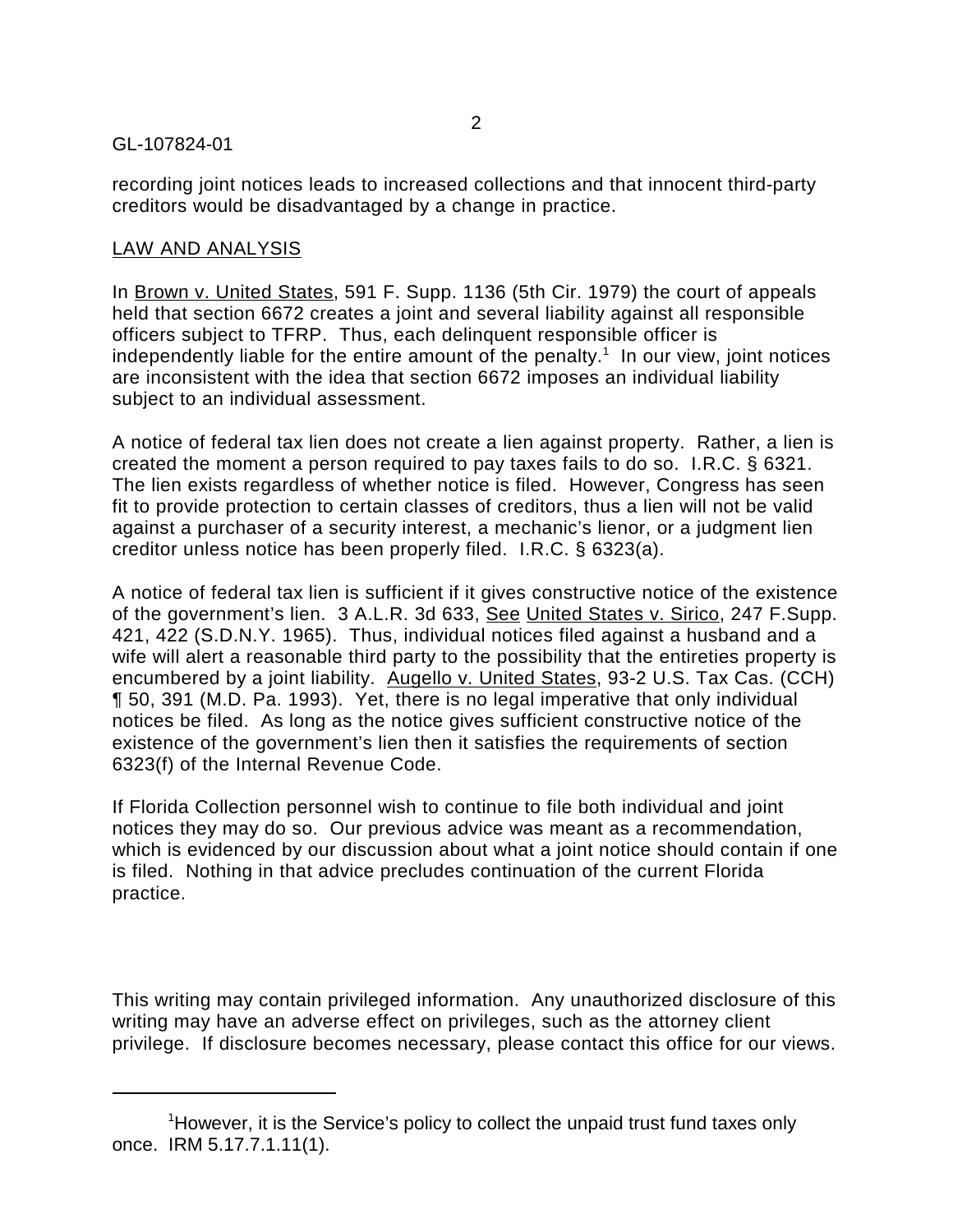recording joint notices leads to increased collections and that innocent third-party creditors would be disadvantaged by a change in practice.

## LAW AND ANALYSIS

In Brown v. United States, 591 F. Supp. 1136 (5th Cir. 1979) the court of appeals held that section 6672 creates a joint and several liability against all responsible officers subject to TFRP. Thus, each delinquent responsible officer is independently liable for the entire amount of the penalty.[1] In our view, joint notices are inconsistent with the idea that section 6672 imposes an individual liability subject to an individual assessment.

A notice of federal tax lien does not create a lien against property. Rather, a lien is created the moment a person required to pay taxes fails to do so. I.R.C. § 6321. The lien exists regardless of whether notice is filed. However, Congress has seen fit to provide protection to certain classes of creditors, thus a lien will not be valid against a purchaser of a security interest, a mechanic's lienor, or a judgment lien creditor unless notice has been properly filed. I.R.C. § 6323(a).

A notice of federal tax lien is sufficient if it gives constructive notice of the existence of the government's lien. 3 A.L.R. 3d 633, See United States v. Sirico, 247 F.Supp. 421, 422 (S.D.N.Y. 1965). Thus, individual notices filed against a husband and a wife will alert a reasonable third party to the possibility that the entireties property is encumbered by a joint liability. Augello v. United States, 93-2 U.S. Tax Cas. (CCH) ¶ 50, 391 (M.D. Pa. 1993). Yet, there is no legal imperative that only individual notices be filed. As long as the notice gives sufficient constructive notice of the existence of the government's lien then it satisfies the requirements of section 6323(f) of the Internal Revenue Code.

If Florida Collection personnel wish to continue to file both individual and joint notices they may do so. Our previous advice was meant as a recommendation, which is evidenced by our discussion about what a joint notice should contain if one is filed. Nothing in that advice precludes continuation of the current Florida practice.

This writing may contain privileged information. Any unauthorized disclosure of this writing may have an adverse effect on privileges, such as the attorney client privilege. If disclosure becomes necessary, please contact this office for our views.

---

[1] However, it is the Service's policy to collect the unpaid trust fund taxes only once. IRM 5.17.7.1.11(1).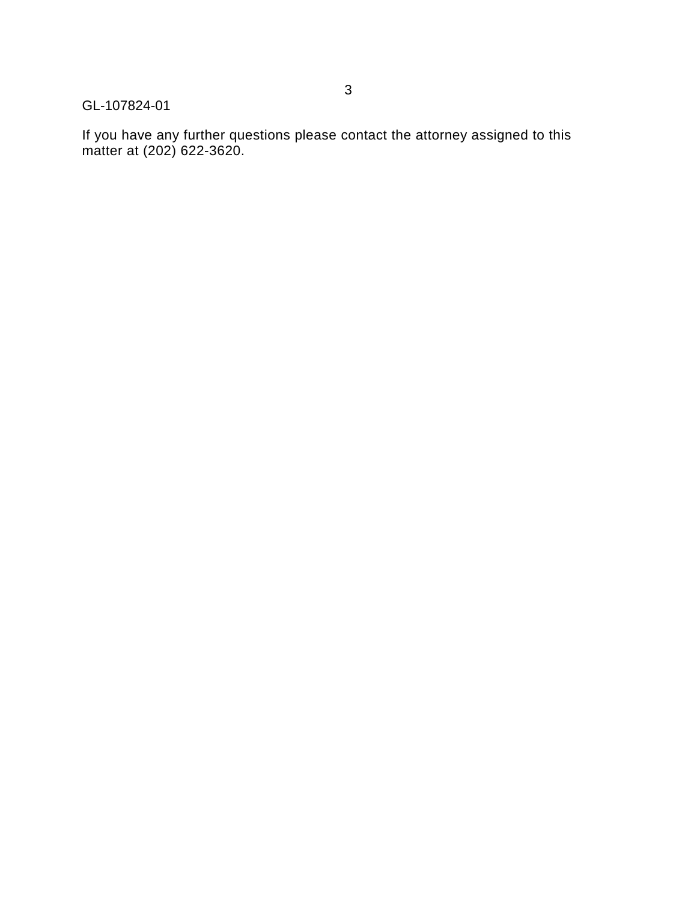If you have any further questions please contact the attorney assigned to this matter at (202) 622-3620.